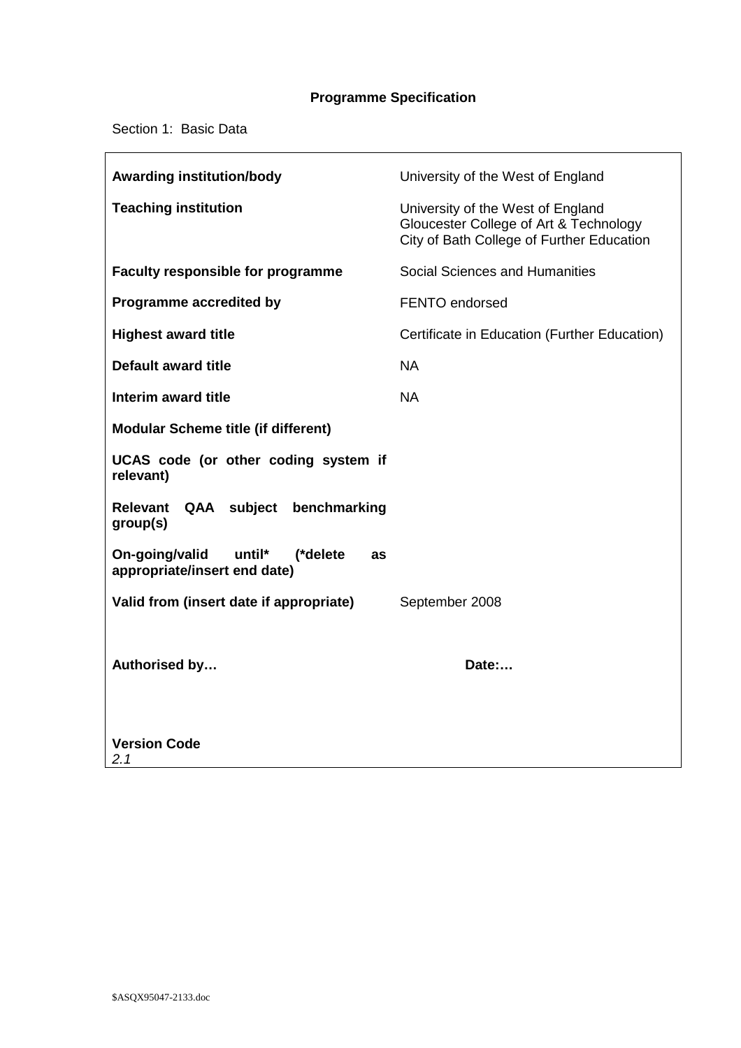# Programme Specification

Section 1: Basic Data

| | |
|---|---|
| **Awarding institution/body** | University of the West of England |
| **Teaching institution** | University of the West of England<br>Gloucester College of Art & Technology<br>City of Bath College of Further Education |
| **Faculty responsible for programme** | Social Sciences and Humanities |
| **Programme accredited by** | FENTO endorsed |
| **Highest award title** | Certificate in Education (Further Education) |
| **Default award title** | NA |
| **Interim award title** | NA |
| **Modular Scheme title (if different)** | |
| **UCAS code (or other coding system if relevant)** | |
| **Relevant QAA subject benchmarking group(s)** | |
| **On-going/valid until* (*delete as appropriate/insert end date)** | |
| **Valid from (insert date if appropriate)** | September 2008 |
| **Authorised by…** | **Date:…** |
| **Version Code**<br>*2.1* | |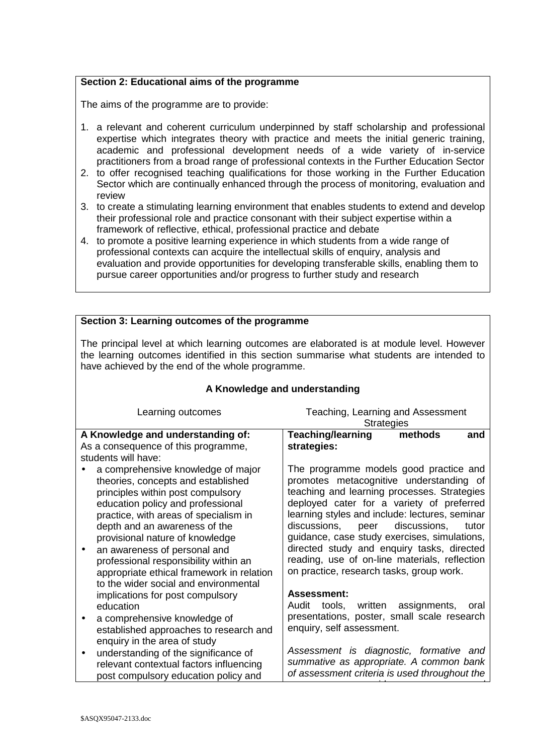**Section 2: Educational aims of the programme**

The aims of the programme are to provide:

1. a relevant and coherent curriculum underpinned by staff scholarship and professional expertise which integrates theory with practice and meets the initial generic training, academic and professional development needs of a wide variety of in-service practitioners from a broad range of professional contexts in the Further Education Sector
2. to offer recognised teaching qualifications for those working in the Further Education Sector which are continually enhanced through the process of monitoring, evaluation and review
3. to create a stimulating learning environment that enables students to extend and develop their professional role and practice consonant with their subject expertise within a framework of reflective, ethical, professional practice and debate
4. to promote a positive learning experience in which students from a wide range of professional contexts can acquire the intellectual skills of enquiry, analysis and evaluation and provide opportunities for developing transferable skills, enabling them to pursue career opportunities and/or progress to further study and research

**Section 3: Learning outcomes of the programme**

The principal level at which learning outcomes are elaborated is at module level. However the learning outcomes identified in this section summarise what students are intended to have achieved by the end of the whole programme.

**A Knowledge and understanding**

| Learning outcomes | Teaching, Learning and Assessment Strategies |
|---|---|
| **A Knowledge and understanding of:**<br>As a consequence of this programme, students will have:<br>• a comprehensive knowledge of major theories, concepts and established principles within post compulsory education policy and professional practice, with areas of specialism in depth and an awareness of the provisional nature of knowledge<br>• an awareness of personal and professional responsibility within an appropriate ethical framework in relation to the wider social and environmental implications for post compulsory education<br>• a comprehensive knowledge of established approaches to research and enquiry in the area of study<br>• understanding of the significance of relevant contextual factors influencing post compulsory education policy and | **Teaching/learning methods and strategies:**<br><br>The programme models good practice and promotes metacognitive understanding of teaching and learning processes. Strategies deployed cater for a variety of preferred learning styles and include: lectures, seminar discussions, peer discussions, tutor guidance, case study exercises, simulations, directed study and enquiry tasks, directed reading, use of on-line materials, reflection on practice, research tasks, group work.<br><br>**Assessment:**<br>Audit tools, written assignments, oral presentations, poster, small scale research enquiry, self assessment.<br><br>*Assessment is diagnostic, formative and summative as appropriate. A common bank of assessment criteria is used throughout the* |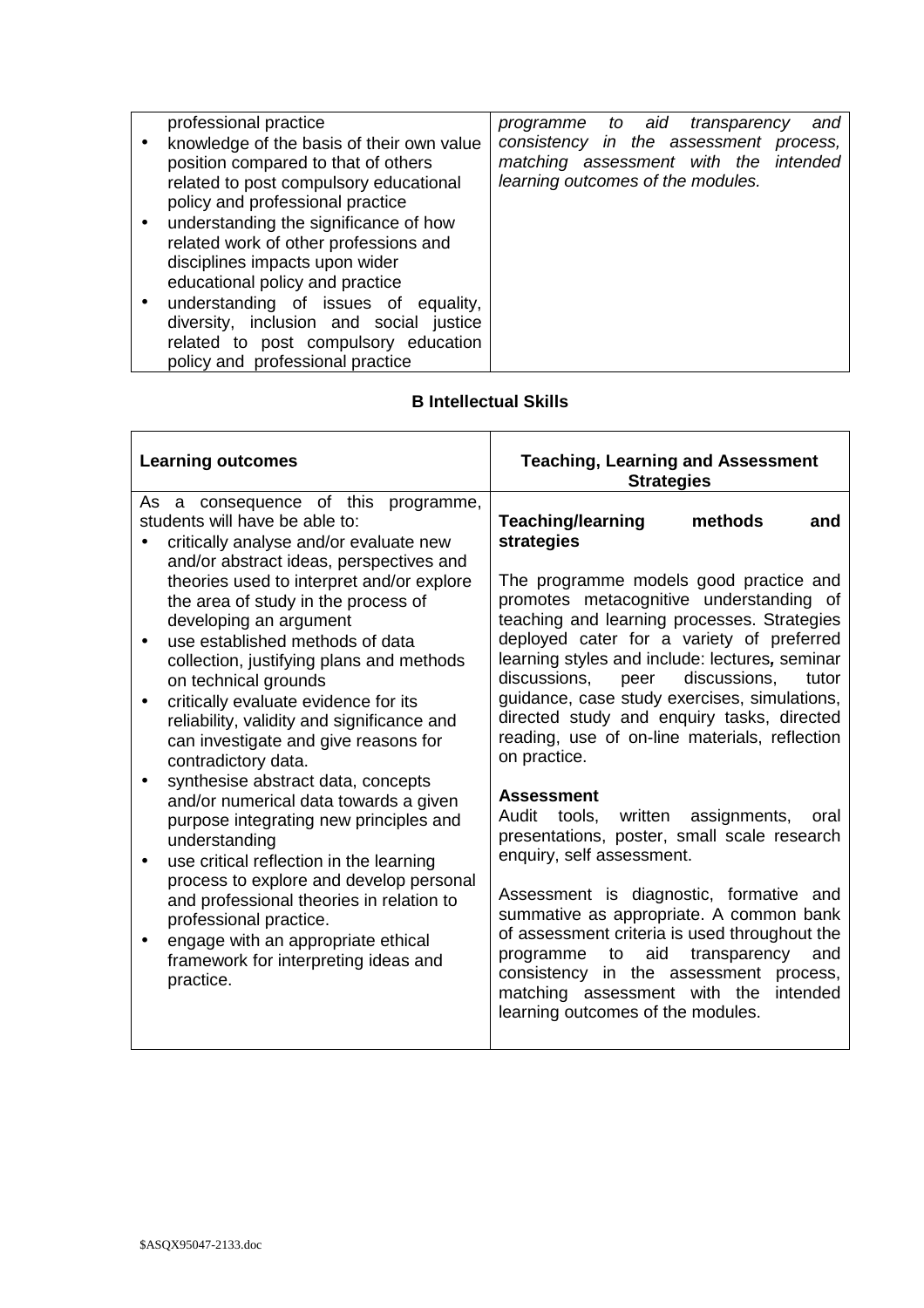| | |
|---|---|
| professional practice<br>• knowledge of the basis of their own value position compared to that of others related to post compulsory educational policy and professional practice<br>• understanding the significance of how related work of other professions and disciplines impacts upon wider educational policy and practice<br>• understanding of issues of equality, diversity, inclusion and social justice related to post compulsory education policy and professional practice | *programme to aid transparency and consistency in the assessment process, matching assessment with the intended learning outcomes of the modules.* |

### B Intellectual Skills

| **Learning outcomes** | **Teaching, Learning and Assessment Strategies** |
|---|---|
| As a consequence of this programme, students will have be able to:<br>• critically analyse and/or evaluate new and/or abstract ideas, perspectives and theories used to interpret and/or explore the area of study in the process of developing an argument<br>• use established methods of data collection, justifying plans and methods on technical grounds<br>• critically evaluate evidence for its reliability, validity and significance and can investigate and give reasons for contradictory data.<br>• synthesise abstract data, concepts and/or numerical data towards a given purpose integrating new principles and understanding<br>• use critical reflection in the learning process to explore and develop personal and professional theories in relation to professional practice.<br>• engage with an appropriate ethical framework for interpreting ideas and practice. | **Teaching/learning methods and strategies**<br><br>The programme models good practice and promotes metacognitive understanding of teaching and learning processes. Strategies deployed cater for a variety of preferred learning styles and include: lectures*,* seminar discussions, peer discussions, tutor guidance, case study exercises, simulations, directed study and enquiry tasks, directed reading, use of on-line materials, reflection on practice.<br><br>**Assessment**<br>Audit tools, written assignments, oral presentations, poster, small scale research enquiry, self assessment.<br><br>Assessment is diagnostic, formative and summative as appropriate. A common bank of assessment criteria is used throughout the programme to aid transparency and consistency in the assessment process, matching assessment with the intended learning outcomes of the modules. |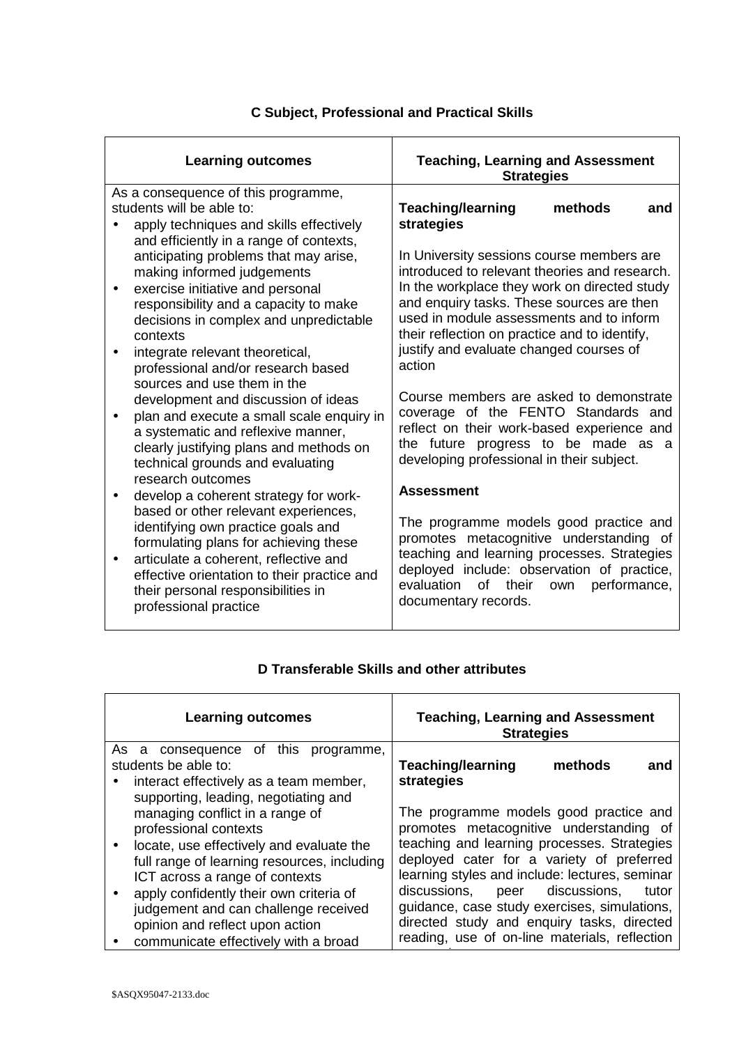### C Subject, Professional and Practical Skills

| Learning outcomes | Teaching, Learning and Assessment Strategies |
|---|---|
| As a consequence of this programme, students will be able to:<br>• apply techniques and skills effectively and efficiently in a range of contexts, anticipating problems that may arise, making informed judgements<br>• exercise initiative and personal responsibility and a capacity to make decisions in complex and unpredictable contexts<br>• integrate relevant theoretical, professional and/or research based sources and use them in the development and discussion of ideas<br>• plan and execute a small scale enquiry in a systematic and reflexive manner, clearly justifying plans and methods on technical grounds and evaluating research outcomes<br>• develop a coherent strategy for work-based or other relevant experiences, identifying own practice goals and formulating plans for achieving these<br>• articulate a coherent, reflective and effective orientation to their practice and their personal responsibilities in professional practice | **Teaching/learning methods and strategies**<br><br>In University sessions course members are introduced to relevant theories and research. In the workplace they work on directed study and enquiry tasks. These sources are then used in module assessments and to inform their reflection on practice and to identify, justify and evaluate changed courses of action<br><br>Course members are asked to demonstrate coverage of the FENTO Standards and reflect on their work-based experience and the future progress to be made as a developing professional in their subject.<br><br>**Assessment**<br><br>The programme models good practice and promotes metacognitive understanding of teaching and learning processes. Strategies deployed include: observation of practice, evaluation of their own performance, documentary records. |

### D Transferable Skills and other attributes

| Learning outcomes | Teaching, Learning and Assessment Strategies |
|---|---|
| As a consequence of this programme, students be able to:<br>• interact effectively as a team member, supporting, leading, negotiating and managing conflict in a range of professional contexts<br>• locate, use effectively and evaluate the full range of learning resources, including ICT across a range of contexts<br>• apply confidently their own criteria of judgement and can challenge received opinion and reflect upon action<br>• communicate effectively with a broad | **Teaching/learning methods and strategies**<br><br>The programme models good practice and promotes metacognitive understanding of teaching and learning processes. Strategies deployed cater for a variety of preferred learning styles and include: lectures, seminar discussions, peer discussions, tutor guidance, case study exercises, simulations, directed study and enquiry tasks, directed reading, use of on-line materials, reflection |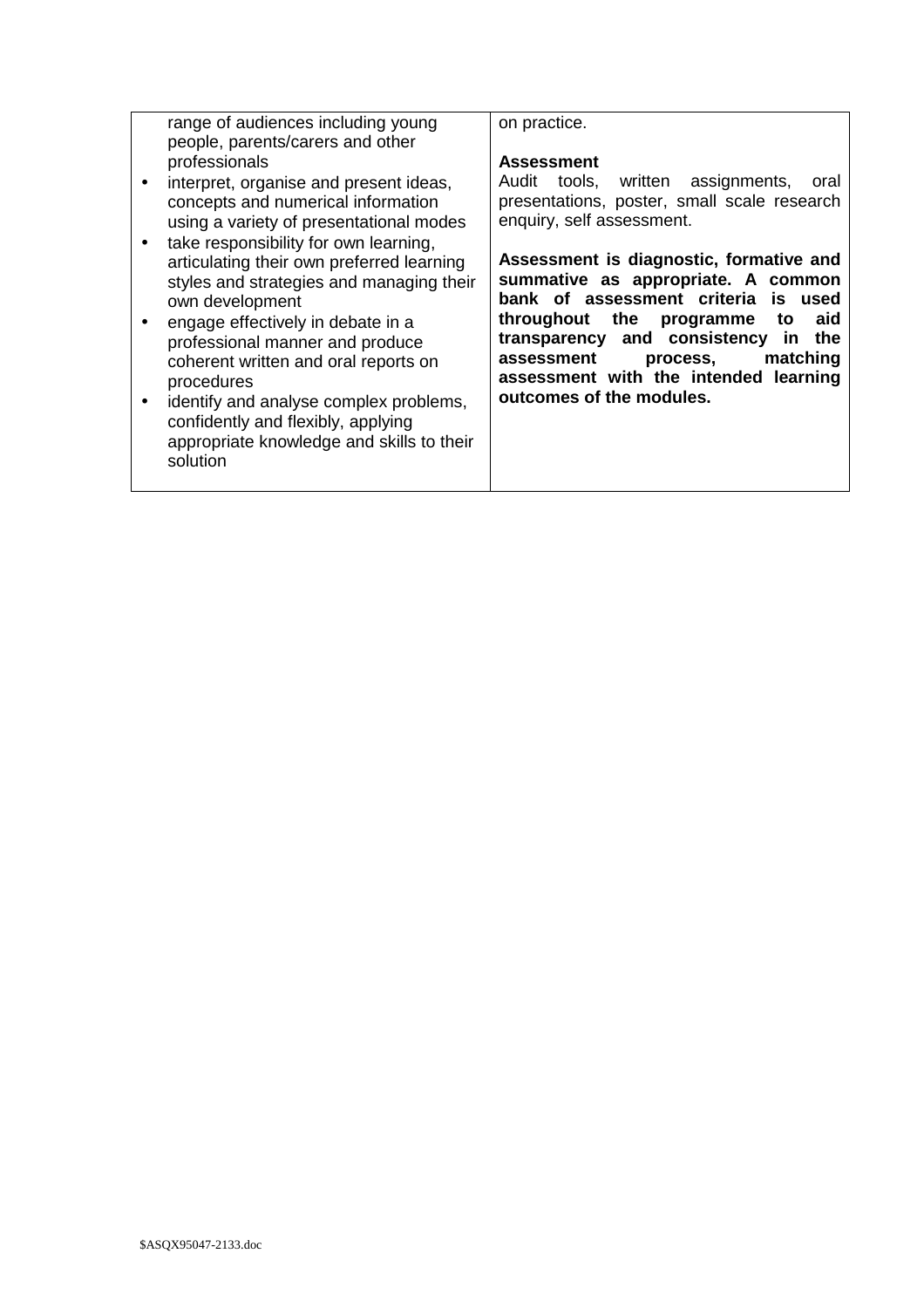| | |
|---|---|
| range of audiences including young people, parents/carers and other professionals<br>• interpret, organise and present ideas, concepts and numerical information using a variety of presentational modes<br>• take responsibility for own learning, articulating their own preferred learning styles and strategies and managing their own development<br>• engage effectively in debate in a professional manner and produce coherent written and oral reports on procedures<br>• identify and analyse complex problems, confidently and flexibly, applying appropriate knowledge and skills to their solution | on practice.<br><br>**Assessment**<br>Audit tools, written assignments, oral presentations, poster, small scale research enquiry, self assessment.<br><br>**Assessment is diagnostic, formative and summative as appropriate. A common bank of assessment criteria is used throughout the programme to aid transparency and consistency in the assessment process, matching assessment with the intended learning outcomes of the modules.** |

$ASQX95047-2133.doc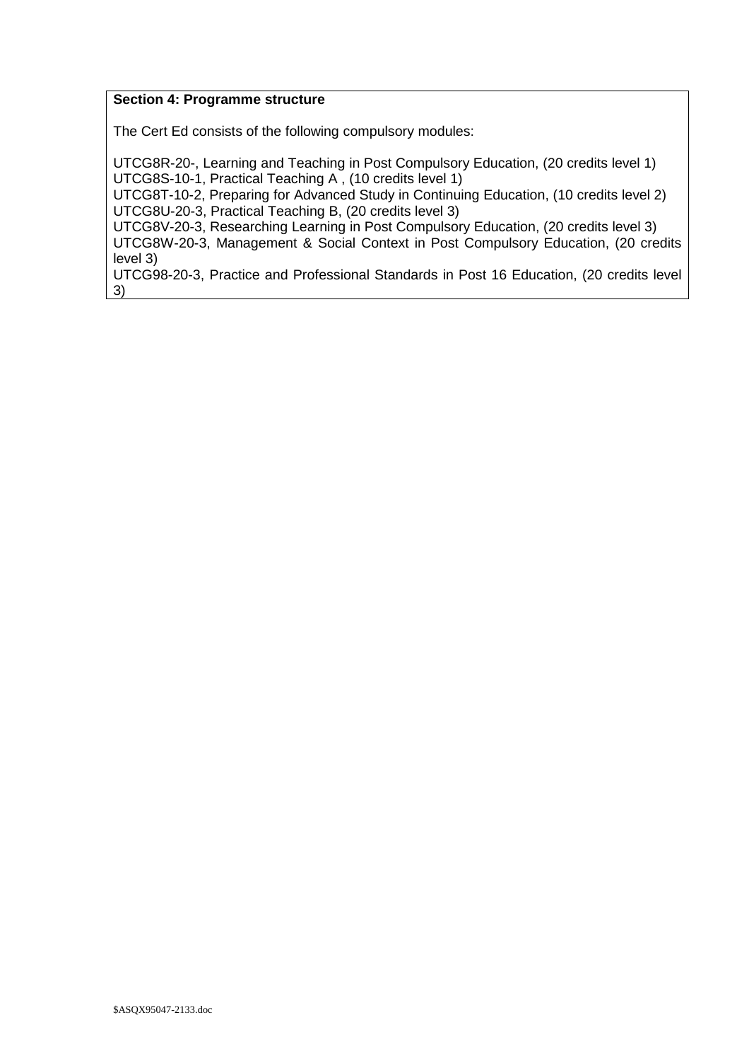**Section 4: Programme structure**

The Cert Ed consists of the following compulsory modules:

UTCG8R-20-, Learning and Teaching in Post Compulsory Education, (20 credits level 1)
UTCG8S-10-1, Practical Teaching A , (10 credits level 1)
UTCG8T-10-2, Preparing for Advanced Study in Continuing Education, (10 credits level 2)
UTCG8U-20-3, Practical Teaching B, (20 credits level 3)
UTCG8V-20-3, Researching Learning in Post Compulsory Education, (20 credits level 3)
UTCG8W-20-3, Management & Social Context in Post Compulsory Education, (20 credits level 3)
UTCG98-20-3, Practice and Professional Standards in Post 16 Education, (20 credits level 3)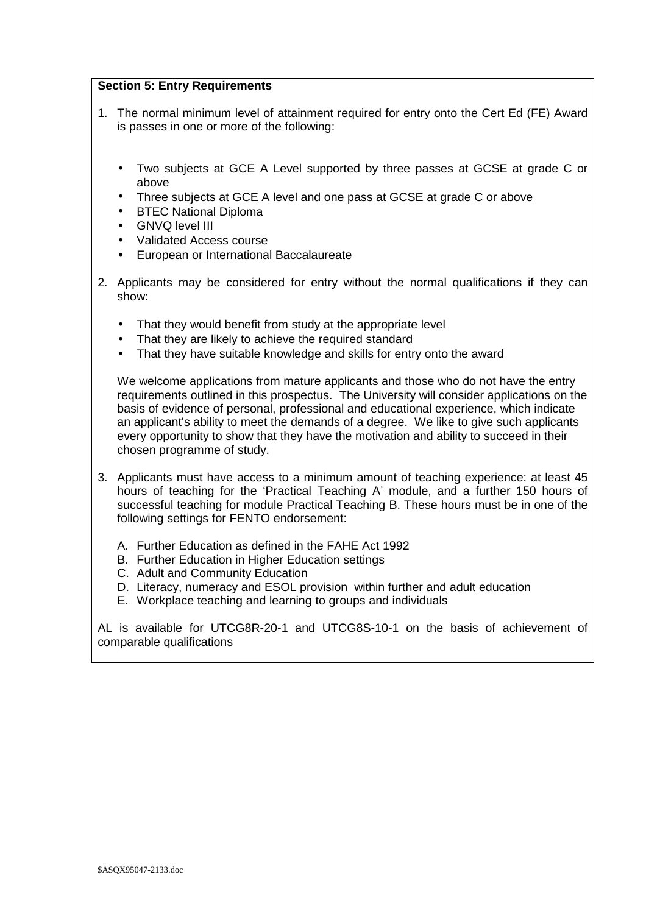**Section 5: Entry Requirements**

1. The normal minimum level of attainment required for entry onto the Cert Ed (FE) Award is passes in one or more of the following:

   - Two subjects at GCE A Level supported by three passes at GCSE at grade C or above
   - Three subjects at GCE A level and one pass at GCSE at grade C or above
   - BTEC National Diploma
   - GNVQ level III
   - Validated Access course
   - European or International Baccalaureate

2. Applicants may be considered for entry without the normal qualifications if they can show:

   - That they would benefit from study at the appropriate level
   - That they are likely to achieve the required standard
   - That they have suitable knowledge and skills for entry onto the award

   We welcome applications from mature applicants and those who do not have the entry requirements outlined in this prospectus. The University will consider applications on the basis of evidence of personal, professional and educational experience, which indicate an applicant's ability to meet the demands of a degree. We like to give such applicants every opportunity to show that they have the motivation and ability to succeed in their chosen programme of study.

3. Applicants must have access to a minimum amount of teaching experience: at least 45 hours of teaching for the 'Practical Teaching A' module, and a further 150 hours of successful teaching for module Practical Teaching B. These hours must be in one of the following settings for FENTO endorsement:

   A. Further Education as defined in the FAHE Act 1992
   B. Further Education in Higher Education settings
   C. Adult and Community Education
   D. Literacy, numeracy and ESOL provision within further and adult education
   E. Workplace teaching and learning to groups and individuals

AL is available for UTCG8R-20-1 and UTCG8S-10-1 on the basis of achievement of comparable qualifications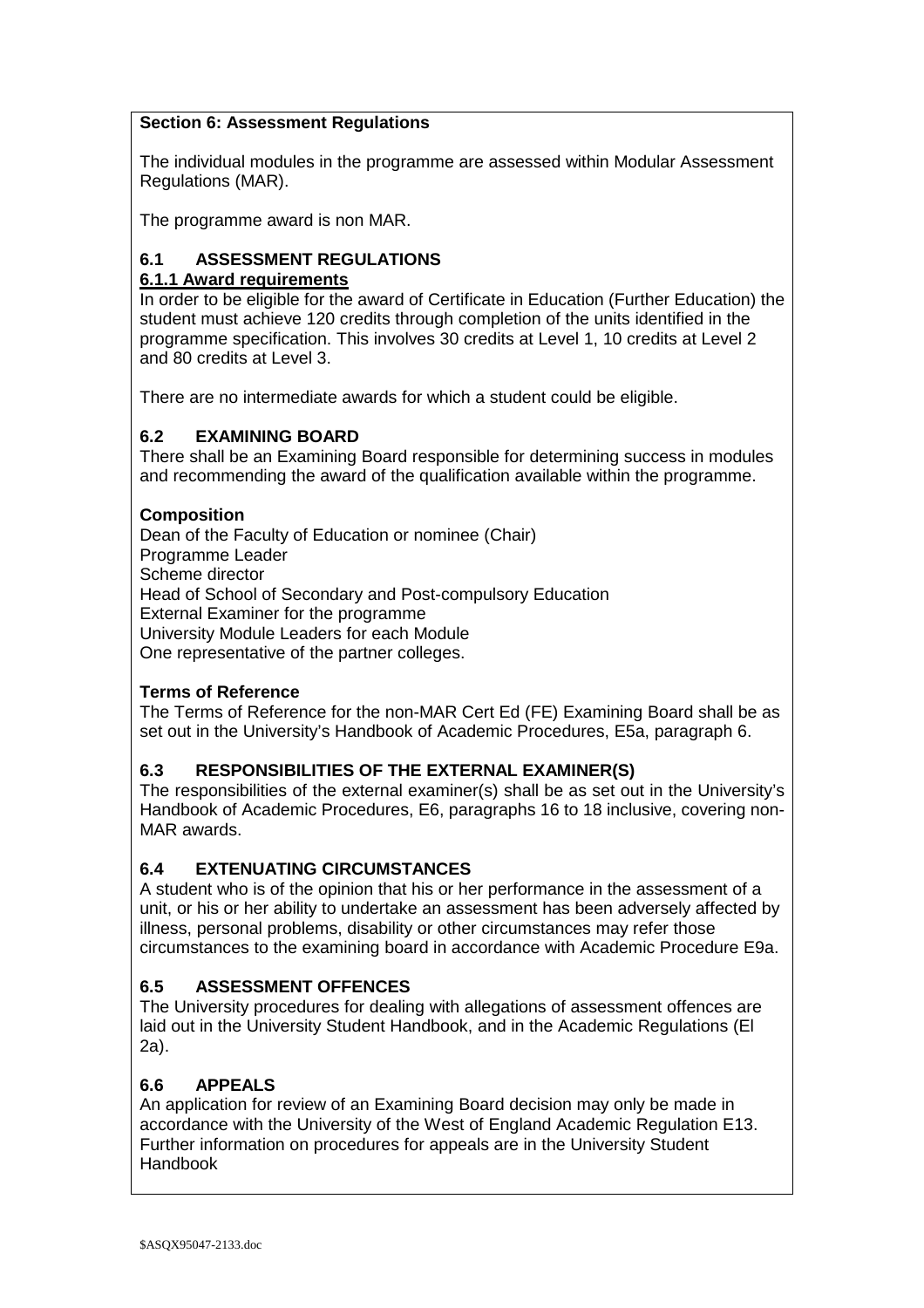## Section 6: Assessment Regulations

The individual modules in the programme are assessed within Modular Assessment Regulations (MAR).

The programme award is non MAR.

### 6.1 ASSESSMENT REGULATIONS

**6.1.1 Award requirements**

In order to be eligible for the award of Certificate in Education (Further Education) the student must achieve 120 credits through completion of the units identified in the programme specification. This involves 30 credits at Level 1, 10 credits at Level 2 and 80 credits at Level 3.

There are no intermediate awards for which a student could be eligible.

### 6.2 EXAMINING BOARD

There shall be an Examining Board responsible for determining success in modules and recommending the award of the qualification available within the programme.

**Composition**

Dean of the Faculty of Education or nominee (Chair)
Programme Leader
Scheme director
Head of School of Secondary and Post-compulsory Education
External Examiner for the programme
University Module Leaders for each Module
One representative of the partner colleges.

**Terms of Reference**

The Terms of Reference for the non-MAR Cert Ed (FE) Examining Board shall be as set out in the University's Handbook of Academic Procedures, E5a, paragraph 6.

### 6.3 RESPONSIBILITIES OF THE EXTERNAL EXAMINER(S)

The responsibilities of the external examiner(s) shall be as set out in the University's Handbook of Academic Procedures, E6, paragraphs 16 to 18 inclusive, covering non-MAR awards.

### 6.4 EXTENUATING CIRCUMSTANCES

A student who is of the opinion that his or her performance in the assessment of a unit, or his or her ability to undertake an assessment has been adversely affected by illness, personal problems, disability or other circumstances may refer those circumstances to the examining board in accordance with Academic Procedure E9a.

### 6.5 ASSESSMENT OFFENCES

The University procedures for dealing with allegations of assessment offences are laid out in the University Student Handbook, and in the Academic Regulations (El 2a).

### 6.6 APPEALS

An application for review of an Examining Board decision may only be made in accordance with the University of the West of England Academic Regulation E13. Further information on procedures for appeals are in the University Student Handbook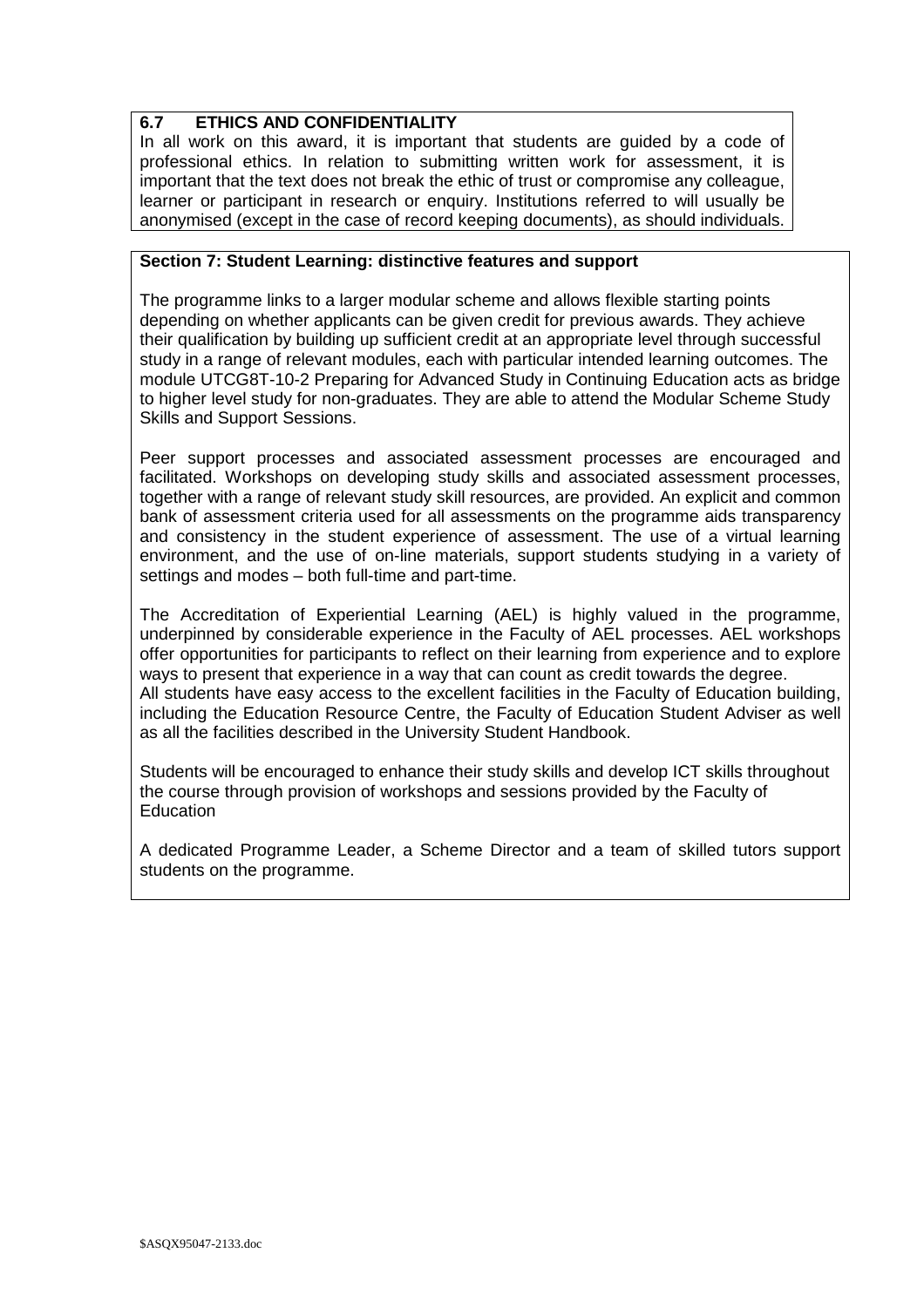### 6.7 ETHICS AND CONFIDENTIALITY

In all work on this award, it is important that students are guided by a code of professional ethics. In relation to submitting written work for assessment, it is important that the text does not break the ethic of trust or compromise any colleague, learner or participant in research or enquiry. Institutions referred to will usually be anonymised (except in the case of record keeping documents), as should individuals.

## Section 7: Student Learning: distinctive features and support

The programme links to a larger modular scheme and allows flexible starting points depending on whether applicants can be given credit for previous awards. They achieve their qualification by building up sufficient credit at an appropriate level through successful study in a range of relevant modules, each with particular intended learning outcomes. The module UTCG8T-10-2 Preparing for Advanced Study in Continuing Education acts as bridge to higher level study for non-graduates. They are able to attend the Modular Scheme Study Skills and Support Sessions.

Peer support processes and associated assessment processes are encouraged and facilitated. Workshops on developing study skills and associated assessment processes, together with a range of relevant study skill resources, are provided. An explicit and common bank of assessment criteria used for all assessments on the programme aids transparency and consistency in the student experience of assessment. The use of a virtual learning environment, and the use of on-line materials, support students studying in a variety of settings and modes – both full-time and part-time.

The Accreditation of Experiential Learning (AEL) is highly valued in the programme, underpinned by considerable experience in the Faculty of AEL processes. AEL workshops offer opportunities for participants to reflect on their learning from experience and to explore ways to present that experience in a way that can count as credit towards the degree.
All students have easy access to the excellent facilities in the Faculty of Education building, including the Education Resource Centre, the Faculty of Education Student Adviser as well as all the facilities described in the University Student Handbook.

Students will be encouraged to enhance their study skills and develop ICT skills throughout the course through provision of workshops and sessions provided by the Faculty of Education

A dedicated Programme Leader, a Scheme Director and a team of skilled tutors support students on the programme.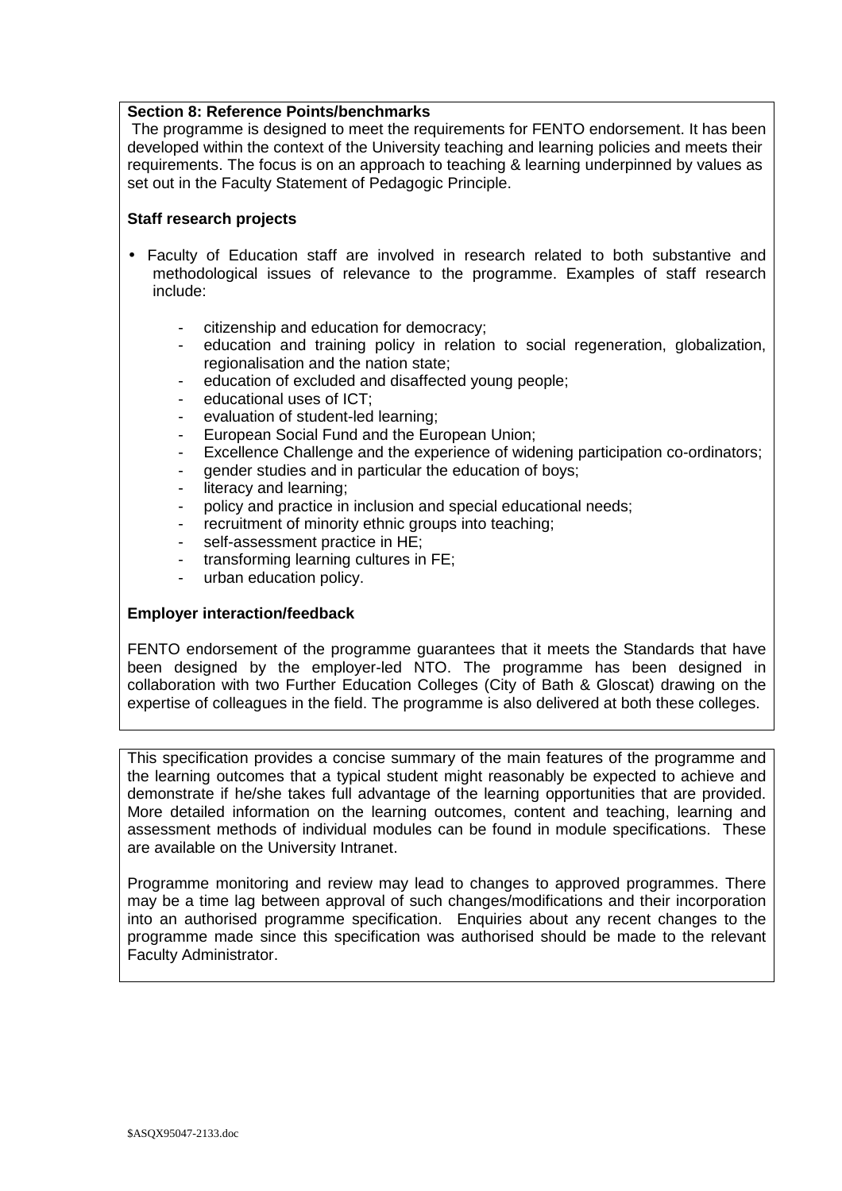**Section 8: Reference Points/benchmarks**

The programme is designed to meet the requirements for FENTO endorsement. It has been developed within the context of the University teaching and learning policies and meets their requirements. The focus is on an approach to teaching & learning underpinned by values as set out in the Faculty Statement of Pedagogic Principle.

**Staff research projects**

- Faculty of Education staff are involved in research related to both substantive and methodological issues of relevance to the programme. Examples of staff research include:
  - citizenship and education for democracy;
  - education and training policy in relation to social regeneration, globalization, regionalisation and the nation state;
  - education of excluded and disaffected young people;
  - educational uses of ICT;
  - evaluation of student-led learning;
  - European Social Fund and the European Union;
  - Excellence Challenge and the experience of widening participation co-ordinators;
  - gender studies and in particular the education of boys;
  - literacy and learning;
  - policy and practice in inclusion and special educational needs;
  - recruitment of minority ethnic groups into teaching;
  - self-assessment practice in HE;
  - transforming learning cultures in FE;
  - urban education policy.

**Employer interaction/feedback**

FENTO endorsement of the programme guarantees that it meets the Standards that have been designed by the employer-led NTO. The programme has been designed in collaboration with two Further Education Colleges (City of Bath & Gloscat) drawing on the expertise of colleagues in the field. The programme is also delivered at both these colleges.

This specification provides a concise summary of the main features of the programme and the learning outcomes that a typical student might reasonably be expected to achieve and demonstrate if he/she takes full advantage of the learning opportunities that are provided. More detailed information on the learning outcomes, content and teaching, learning and assessment methods of individual modules can be found in module specifications. These are available on the University Intranet.

Programme monitoring and review may lead to changes to approved programmes. There may be a time lag between approval of such changes/modifications and their incorporation into an authorised programme specification. Enquiries about any recent changes to the programme made since this specification was authorised should be made to the relevant Faculty Administrator.